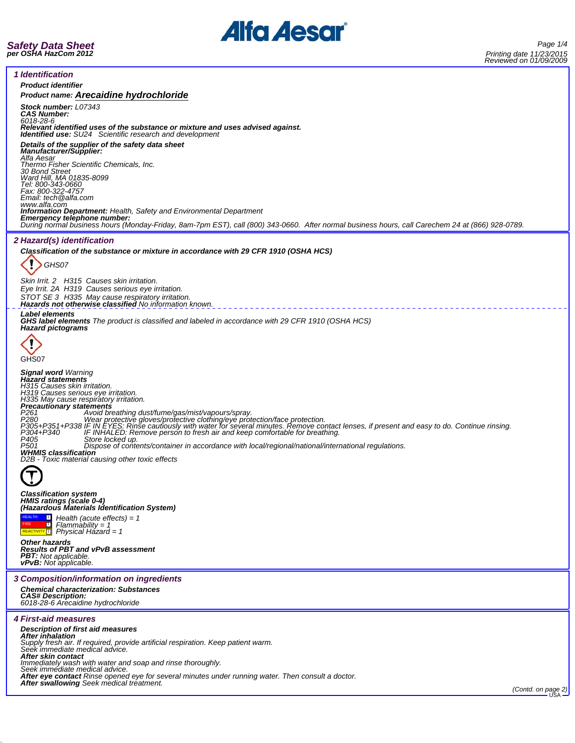# Safety Data Sheet
per OSHA HazCom 2012

Printing date 11/23/2015
Reviewed on 01/09/2009

## 1 Identification

**Product identifier**

**Product name: Arecaidine hydrochloride**

**Stock number:** L07343
**CAS Number:**
6018-28-6
**Relevant identified uses of the substance or mixture and uses advised against.**
**Identified use:** SU24 Scientific research and development

**Details of the supplier of the safety data sheet**
**Manufacturer/Supplier:**
Alfa Aesar
Thermo Fisher Scientific Chemicals, Inc.
30 Bond Street
Ward Hill, MA 01835-8099
Tel: 800-343-0660
Fax: 800-322-4757
Email: tech@alfa.com
www.alfa.com
**Information Department:** Health, Safety and Environmental Department
**Emergency telephone number:**
During normal business hours (Monday-Friday, 8am-7pm EST), call (800) 343-0660. After normal business hours, call Carechem 24 at (866) 928-0789.

## 2 Hazard(s) identification

**Classification of the substance or mixture in accordance with 29 CFR 1910 (OSHA HCS)**

GHS07

Skin Irrit. 2 H315 Causes skin irritation.
Eye Irrit. 2A H319 Causes serious eye irritation.
STOT SE 3 H335 May cause respiratory irritation.
**Hazards not otherwise classified** No information known.

**Label elements**
**GHS label elements** The product is classified and labeled in accordance with 29 CFR 1910 (OSHA HCS)
**Hazard pictograms**

GHS07

**Signal word** Warning
**Hazard statements**
H315 Causes skin irritation.
H319 Causes serious eye irritation.
H335 May cause respiratory irritation.
**Precautionary statements**
P261 Avoid breathing dust/fume/gas/mist/vapours/spray.
P280 Wear protective gloves/protective clothing/eye protection/face protection.
P305+P351+P338 IF IN EYES: Rinse cautiously with water for several minutes. Remove contact lenses, if present and easy to do. Continue rinsing.
P304+P340 IF INHALED: Remove person to fresh air and keep comfortable for breathing.
P405 Store locked up.
P501 Dispose of contents/container in accordance with local/regional/national/international regulations.
**WHMIS classification**
D2B - Toxic material causing other toxic effects

**Classification system**
**HMIS ratings (scale 0-4)**
**(Hazardous Materials Identification System)**
HEALTH 1 Health (acute effects) = 1
FIRE 1 Flammability = 1
REACTIVITY 1 Physical Hazard = 1

**Other hazards**
**Results of PBT and vPvB assessment**
**PBT:** Not applicable.
**vPvB:** Not applicable.

## 3 Composition/information on ingredients

**Chemical characterization: Substances**
**CAS# Description:**
6018-28-6 Arecaidine hydrochloride

## 4 First-aid measures

**Description of first aid measures**
**After inhalation**
Supply fresh air. If required, provide artificial respiration. Keep patient warm.
Seek immediate medical advice.
**After skin contact**
Immediately wash with water and soap and rinse thoroughly.
Seek immediate medical advice.
**After eye contact** Rinse opened eye for several minutes under running water. Then consult a doctor.
**After swallowing** Seek medical treatment.

(Contd. on page 2)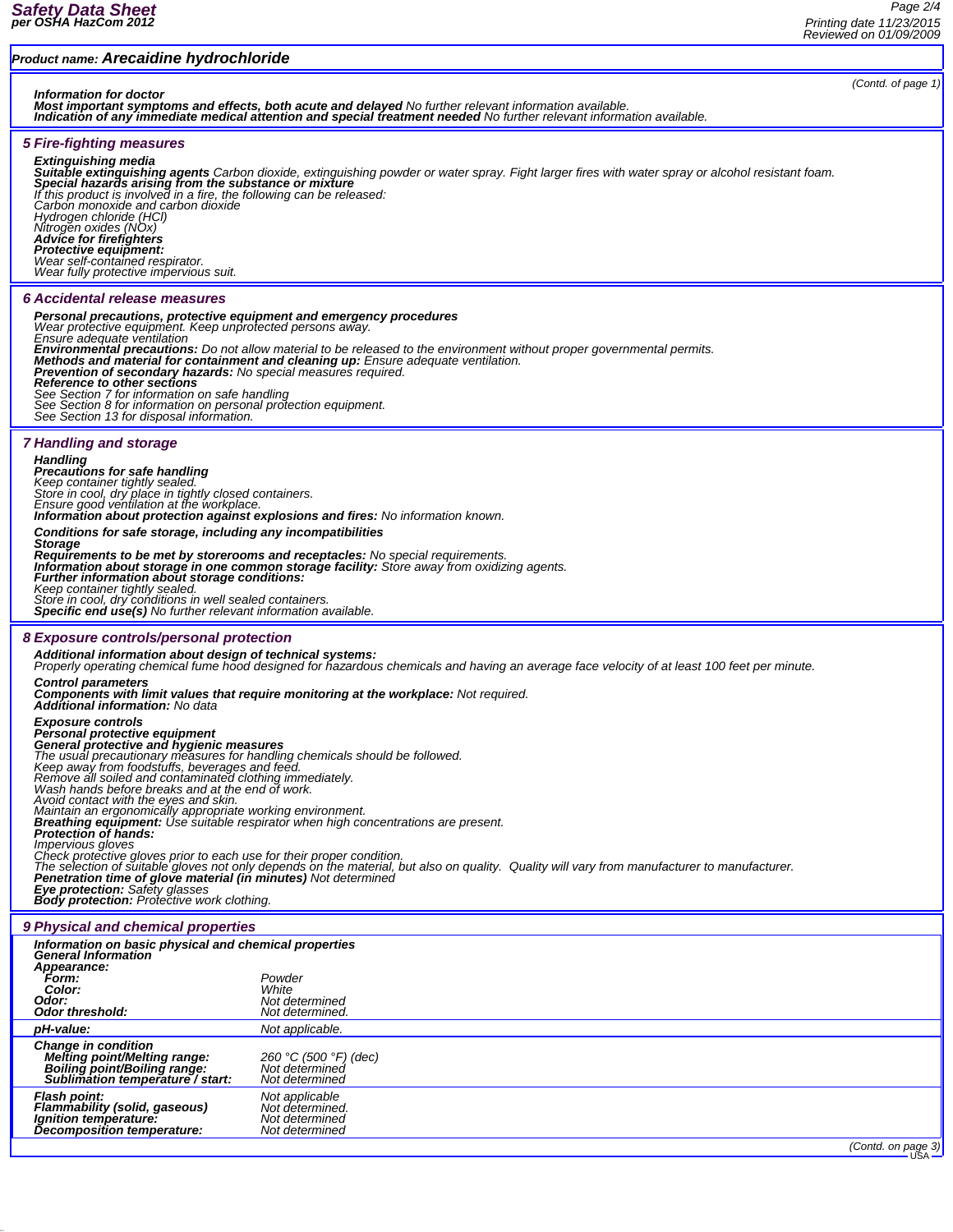**Product name: Arecaidine hydrochloride**

(Contd. of page 1)

**Information for doctor**
**Most important symptoms and effects, both acute and delayed** No further relevant information available.
**Indication of any immediate medical attention and special treatment needed** No further relevant information available.

## 5 Fire-fighting measures

**Extinguishing media**
**Suitable extinguishing agents** Carbon dioxide, extinguishing powder or water spray. Fight larger fires with water spray or alcohol resistant foam.
**Special hazards arising from the substance or mixture**
If this product is involved in a fire, the following can be released:
Carbon monoxide and carbon dioxide
Hydrogen chloride (HCl)
Nitrogen oxides (NOx)
**Advice for firefighters**
**Protective equipment:**
Wear self-contained respirator.
Wear fully protective impervious suit.

## 6 Accidental release measures

**Personal precautions, protective equipment and emergency procedures**
Wear protective equipment. Keep unprotected persons away.
Ensure adequate ventilation
**Environmental precautions:** Do not allow material to be released to the environment without proper governmental permits.
**Methods and material for containment and cleaning up:** Ensure adequate ventilation.
**Prevention of secondary hazards:** No special measures required.
**Reference to other sections**
See Section 7 for information on safe handling
See Section 8 for information on personal protection equipment.
See Section 13 for disposal information.

## 7 Handling and storage

**Handling**
**Precautions for safe handling**
Keep container tightly sealed.
Store in cool, dry place in tightly closed containers.
Ensure good ventilation at the workplace.
**Information about protection against explosions and fires:** No information known.

**Conditions for safe storage, including any incompatibilities**
**Storage**
**Requirements to be met by storerooms and receptacles:** No special requirements.
**Information about storage in one common storage facility:** Store away from oxidizing agents.
**Further information about storage conditions:**
Keep container tightly sealed.
Store in cool, dry conditions in well sealed containers.
**Specific end use(s)** No further relevant information available.

## 8 Exposure controls/personal protection

**Additional information about design of technical systems:**
Properly operating chemical fume hood designed for hazardous chemicals and having an average face velocity of at least 100 feet per minute.

**Control parameters**
**Components with limit values that require monitoring at the workplace:** Not required.
**Additional information:** No data

**Exposure controls**
**Personal protective equipment**
**General protective and hygienic measures**
The usual precautionary measures for handling chemicals should be followed.
Keep away from foodstuffs, beverages and feed.
Remove all soiled and contaminated clothing immediately.
Wash hands before breaks and at the end of work.
Avoid contact with the eyes and skin.
Maintain an ergonomically appropriate working environment.
**Breathing equipment:** Use suitable respirator when high concentrations are present.
**Protection of hands:**
Impervious gloves
Check protective gloves prior to each use for their proper condition.
The selection of suitable gloves not only depends on the material, but also on quality. Quality will vary from manufacturer to manufacturer.
**Penetration time of glove material (in minutes)** Not determined
**Eye protection:** Safety glasses
**Body protection:** Protective work clothing.

## 9 Physical and chemical properties

| | |
|---|---|
| **Information on basic physical and chemical properties** | |
| **General Information** | |
| **Appearance:** | |
| **Form:** | Powder |
| **Color:** | White |
| **Odor:** | Not determined |
| **Odor threshold:** | Not determined. |
| **pH-value:** | Not applicable. |
| **Change in condition** | |
| **Melting point/Melting range:** | 260 °C (500 °F) (dec) |
| **Boiling point/Boiling range:** | Not determined |
| **Sublimation temperature / start:** | Not determined |
| **Flash point:** | Not applicable |
| **Flammability (solid, gaseous)** | Not determined. |
| **Ignition temperature:** | Not determined |
| **Decomposition temperature:** | Not determined |

(Contd. on page 3)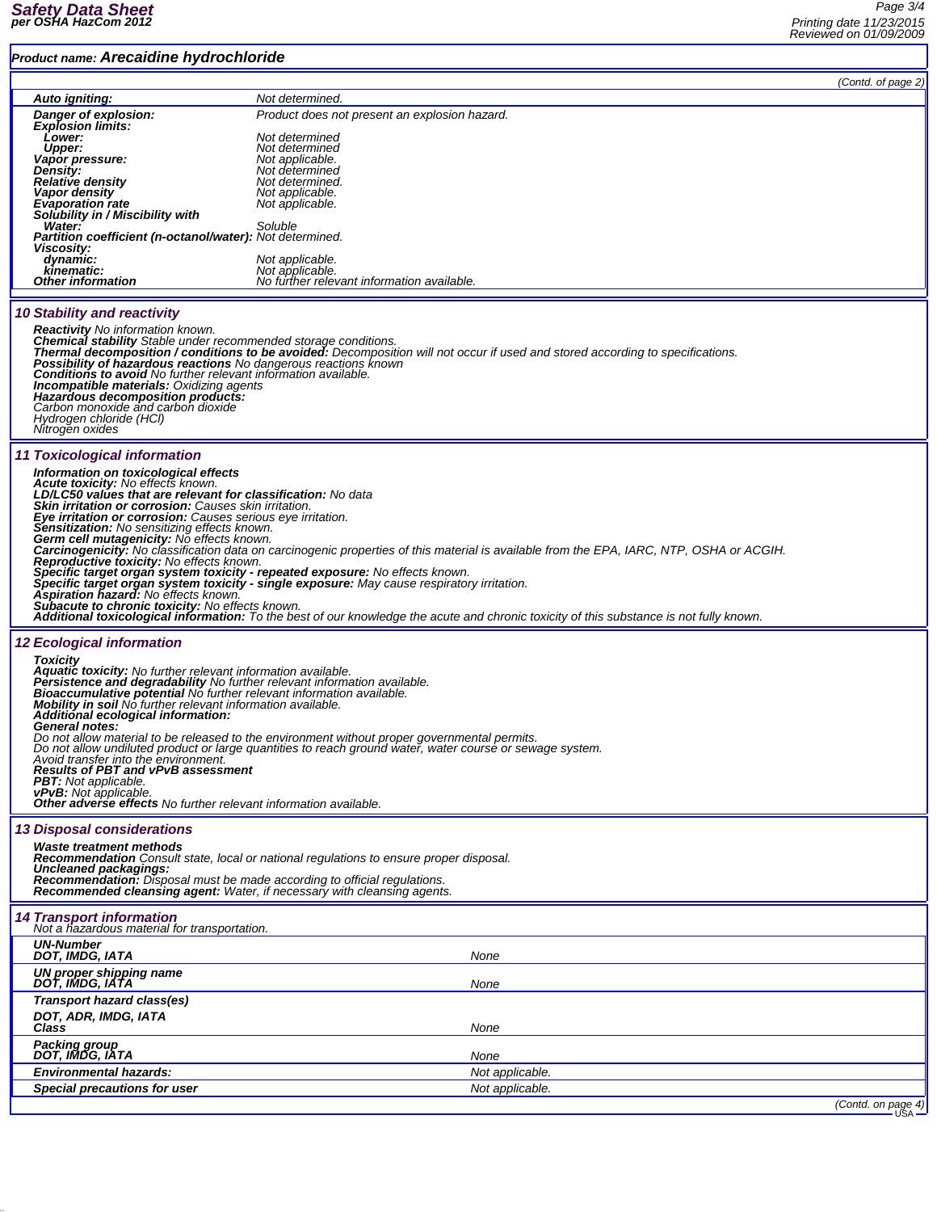**Product name: Arecaidine hydrochloride**

(Contd. of page 2)

| | |
|---|---|
| **Auto igniting:** | Not determined. |
| **Danger of explosion:** | Product does not present an explosion hazard. |
| **Explosion limits:** | |
| **Lower:** | Not determined |
| **Upper:** | Not determined |
| **Vapor pressure:** | Not applicable. |
| **Density:** | Not determined |
| **Relative density** | Not determined. |
| **Vapor density** | Not applicable. |
| **Evaporation rate** | Not applicable. |
| **Solubility in / Miscibility with** | |
| **Water:** | Soluble |
| **Partition coefficient (n-octanol/water):** | Not determined. |
| **Viscosity:** | |
| **dynamic:** | Not applicable. |
| **kinematic:** | Not applicable. |
| **Other information** | No further relevant information available. |

## 10 Stability and reactivity

**Reactivity** No information known.
**Chemical stability** Stable under recommended storage conditions.
**Thermal decomposition / conditions to be avoided:** Decomposition will not occur if used and stored according to specifications.
**Possibility of hazardous reactions** No dangerous reactions known
**Conditions to avoid** No further relevant information available.
**Incompatible materials:** Oxidizing agents
**Hazardous decomposition products:**
Carbon monoxide and carbon dioxide
Hydrogen chloride (HCl)
Nitrogen oxides

## 11 Toxicological information

**Information on toxicological effects**
**Acute toxicity:** No effects known.
**LD/LC50 values that are relevant for classification:** No data
**Skin irritation or corrosion:** Causes skin irritation.
**Eye irritation or corrosion:** Causes serious eye irritation.
**Sensitization:** No sensitizing effects known.
**Germ cell mutagenicity:** No effects known.
**Carcinogenicity:** No classification data on carcinogenic properties of this material is available from the EPA, IARC, NTP, OSHA or ACGIH.
**Reproductive toxicity:** No effects known.
**Specific target organ system toxicity - repeated exposure:** No effects known.
**Specific target organ system toxicity - single exposure:** May cause respiratory irritation.
**Aspiration hazard:** No effects known.
**Subacute to chronic toxicity:** No effects known.
**Additional toxicological information:** To the best of our knowledge the acute and chronic toxicity of this substance is not fully known.

## 12 Ecological information

**Toxicity**
**Aquatic toxicity:** No further relevant information available.
**Persistence and degradability** No further relevant information available.
**Bioaccumulative potential** No further relevant information available.
**Mobility in soil** No further relevant information available.
**Additional ecological information:**
**General notes:**
Do not allow material to be released to the environment without proper governmental permits.
Do not allow undiluted product or large quantities to reach ground water, water course or sewage system.
Avoid transfer into the environment.
**Results of PBT and vPvB assessment**
**PBT:** Not applicable.
**vPvB:** Not applicable.
**Other adverse effects** No further relevant information available.

## 13 Disposal considerations

**Waste treatment methods**
**Recommendation** Consult state, local or national regulations to ensure proper disposal.
**Uncleaned packagings:**
**Recommendation:** Disposal must be made according to official regulations.
**Recommended cleansing agent:** Water, if necessary with cleansing agents.

## 14 Transport information

Not a hazardous material for transportation.

| | |
|---|---|
| **UN-Number** | |
| **DOT, IMDG, IATA** | None |
| **UN proper shipping name** | |
| **DOT, IMDG, IATA** | None |
| **Transport hazard class(es)** | |
| **DOT, ADR, IMDG, IATA** | |
| **Class** | None |
| **Packing group** | |
| **DOT, IMDG, IATA** | None |
| **Environmental hazards:** | Not applicable. |
| **Special precautions for user** | Not applicable. |

(Contd. on page 4)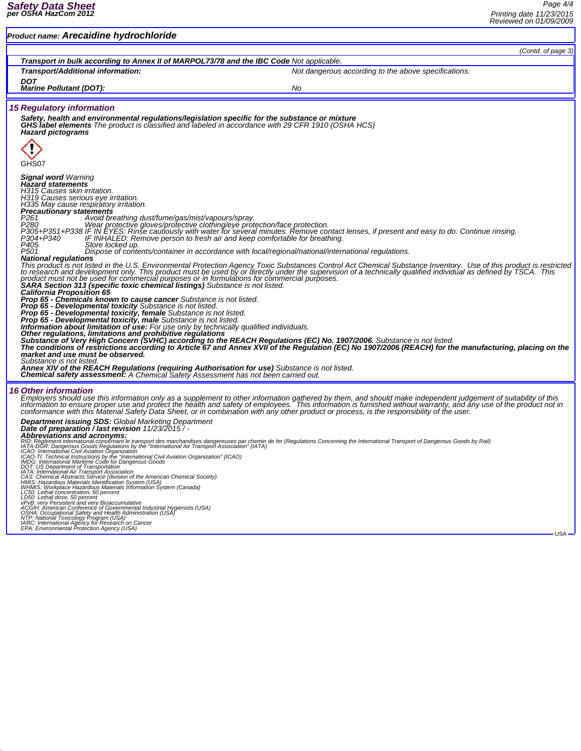**Product name: Arecaidine hydrochloride**

(Contd. of page 3)

**Transport in bulk according to Annex II of MARPOL73/78 and the IBC Code** Not applicable.

| | |
|---|---|
| **Transport/Additional information:** | Not dangerous according to the above specifications. |
| **DOT** | |
| **Marine Pollutant (DOT):** | No |

## 15 Regulatory information

**Safety, health and environmental regulations/legislation specific for the substance or mixture**
**GHS label elements** The product is classified and labeled in accordance with 29 CFR 1910 (OSHA HCS)
**Hazard pictograms**

GHS07

**Signal word** Warning
**Hazard statements**
H315 Causes skin irritation.
H319 Causes serious eye irritation.
H335 May cause respiratory irritation.
**Precautionary statements**
P261 Avoid breathing dust/fume/gas/mist/vapours/spray.
P280 Wear protective gloves/protective clothing/eye protection/face protection.
P305+P351+P338 IF IN EYES: Rinse cautiously with water for several minutes. Remove contact lenses, if present and easy to do. Continue rinsing.
P304+P340 IF INHALED: Remove person to fresh air and keep comfortable for breathing.
P405 Store locked up.
P501 Dispose of contents/container in accordance with local/regional/national/international regulations.
**National regulations**
This product is not listed in the U.S. Environmental Protection Agency Toxic Substances Control Act Chemical Substance Inventory. Use of this product is restricted to research and development only. This product must be used by or directly under the supervision of a technically qualified individual as defined by TSCA. This product must not be used for commercial purposes or in formulations for commercial purposes.
**SARA Section 313 (specific toxic chemical listings)** Substance is not listed.
**California Proposition 65**
**Prop 65 - Chemicals known to cause cancer** Substance is not listed.
**Prop 65 - Developmental toxicity** Substance is not listed.
**Prop 65 - Developmental toxicity, female** Substance is not listed.
**Prop 65 - Developmental toxicity, male** Substance is not listed.
**Information about limitation of use:** For use only by technically qualified individuals.
**Other regulations, limitations and prohibitive regulations**
**Substance of Very High Concern (SVHC) according to the REACH Regulations (EC) No. 1907/2006.** Substance is not listed.
**The conditions of restrictions according to Article 67 and Annex XVII of the Regulation (EC) No 1907/2006 (REACH) for the manufacturing, placing on the market and use must be observed.**
Substance is not listed.
**Annex XIV of the REACH Regulations (requiring Authorisation for use)** Substance is not listed.
**Chemical safety assessment:** A Chemical Safety Assessment has not been carried out.

## 16 Other information

Employers should use this information only as a supplement to other information gathered by them, and should make independent judgement of suitability of this information to ensure proper use and protect the health and safety of employees. This information is furnished without warranty, and any use of the product not in conformance with this Material Safety Data Sheet, or in combination with any other product or process, is the responsibility of the user.

**Department issuing SDS:** Global Marketing Department
**Date of preparation / last revision** 11/23/2015 / -
**Abbreviations and acronyms:**
RID: Règlement international concernant le transport des marchandises dangereuses par chemin de fer (Regulations Concerning the International Transport of Dangerous Goods by Rail)
IATA-DGR: Dangerous Goods Regulations by the "International Air Transport Association" (IATA)
ICAO: International Civil Aviation Organization
ICAO-TI: Technical Instructions by the "International Civil Aviation Organization" (ICAO)
IMDG: International Maritime Code for Dangerous Goods
DOT: US Department of Transportation
IATA: International Air Transport Association
CAS: Chemical Abstracts Service (division of the American Chemical Society)
HMIS: Hazardous Materials Identification System (USA)
WHMIS: Workplace Hazardous Materials Information System (Canada)
LC50: Lethal concentration, 50 percent
LD50: Lethal dose, 50 percent
vPvB: very Persistent and very Bioaccumulative
ACGIH: American Conference of Governmental Industrial Hygienists (USA)
OSHA: Occupational Safety and Health Administration (USA)
NTP: National Toxicology Program (USA)
IARC: International Agency for Research on Cancer
EPA: Environmental Protection Agency (USA)